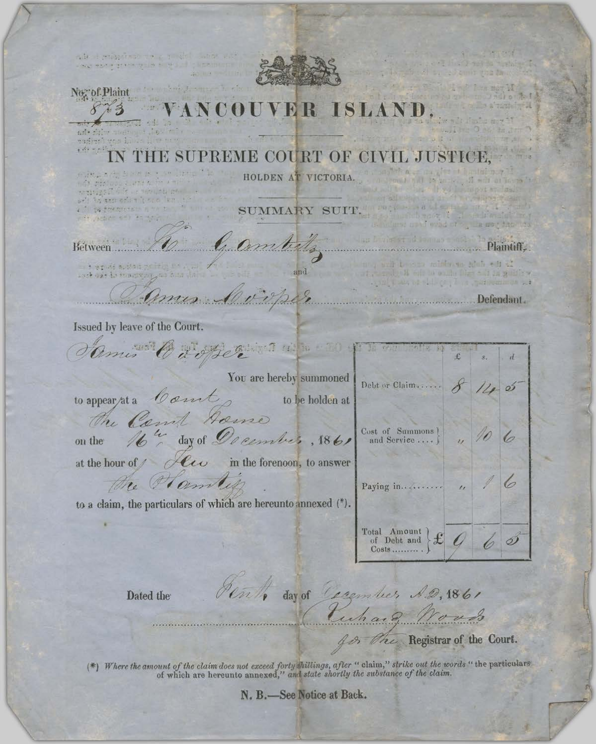No. of Plaint
873

# VANCOUVER ISLAND.

## IN THE SUPREME COURT OF CIVIL JUSTICE,

HOLDEN AT VICTORIA.

### SUMMARY SUIT.

Between *H. Gambitz* Plaintiff,

and

*James Cooper* Defendant.

Issued by leave of the Court.

*James Cooper*

You are hereby summoned to appear at a *Court* to be holden at *the Court House* on the *16th* day of *December*, 1861 at the hour of *Ten* in the forenoon, to answer *the Plaintiff* to a claim, the particulars of which are hereunto annexed (*).

| | £ | s. | d |
|---|---|---|---|
| Debt or Claim...... | 8 | 14 | 5 |
| Cost of Summons and Service .... | " | 10 | 6 |
| Paying in.......... | " | 1 | 6 |
| Total Amount of Debt and Costs.......... £ | 9 | 6 | 5 |

Dated the *Tenth* day of *December A.D. 1861*

*Richard Woods*
*for the* Registrar of the Court.

(*) *Where the amount of the claim does not exceed forty shillings, after "claim," strike out the words "the particulars of which are hereunto annexed," and state shortly the substance of the claim.*

**N. B.—See Notice at Back.**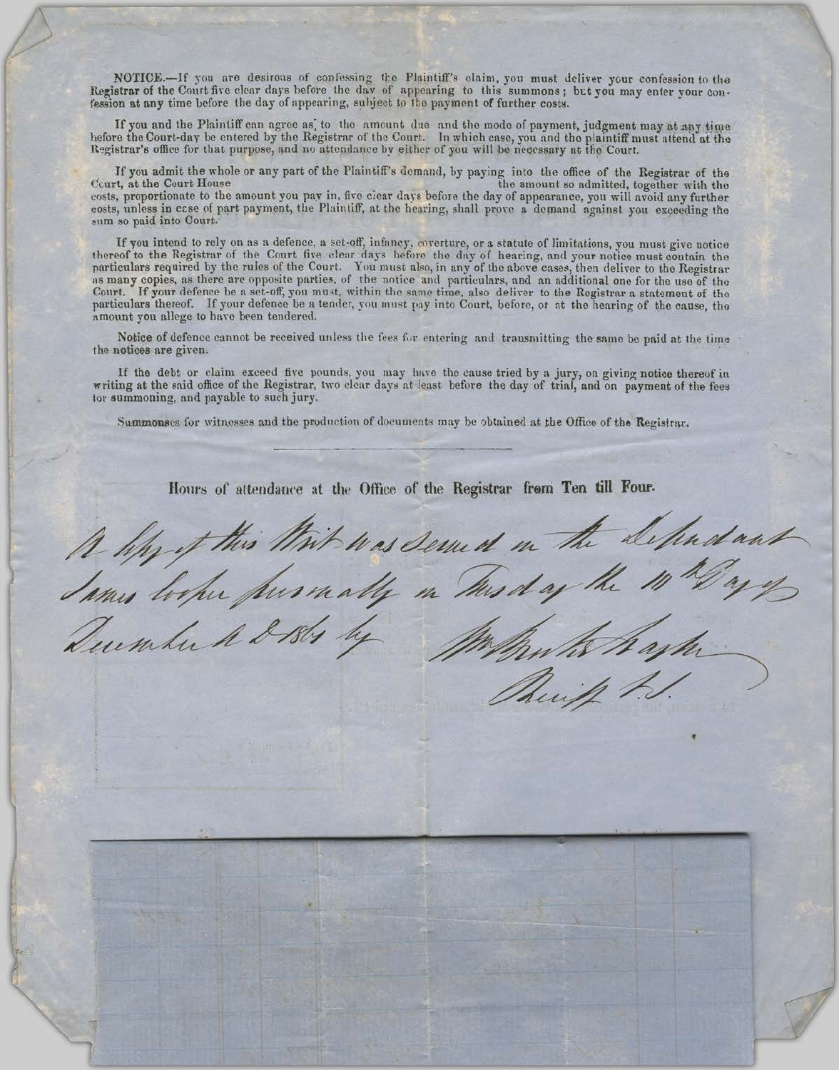NOTICE.—If you are desirous of confessing the Plaintiff's claim, you must deliver your confession to the Registrar of the Court five clear days before the day of appearing to this summons; but you may enter your confession at any time before the day of appearing, subject to the payment of further costs.

If you and the Plaintiff can agree as to the amount due and the mode of payment, judgment may at any time before the Court-day be entered by the Registrar of the Court. In which case, you and the plaintiff must attend at the Registrar's office for that purpose, and no attendance by either of you will be necessary at the Court.

If you admit the whole or any part of the Plaintiff's demand, by paying into the office of the Registrar of the Court, at the Court House the amount so admitted, together with the costs, proportionate to the amount you pay in, five clear days before the day of appearance, you will avoid any further costs, unless in case of part payment, the Plaintiff, at the hearing, shall prove a demand against you exceeding the sum so paid into Court.

If you intend to rely on as a defence, a set-off, infancy, coverture, or a statute of limitations, you must give notice thereof to the Registrar of the Court five clear days before the day of hearing, and your notice must contain the particulars required by the rules of the Court. You must also, in any of the above cases, then deliver to the Registrar as many copies, as there are opposite parties, of the notice and particulars, and an additional one for the use of the Court. If your defence be a set-off, you must, within the same time, also deliver to the Registrar a statement of the particulars thereof. If your defence be a tender, you must pay into Court, before, or at the hearing of the cause, the amount you allege to have been tendered.

Notice of defence cannot be received unless the fees for entering and transmitting the same be paid at the time the notices are given.

If the debt or claim exceed five pounds, you may have the cause tried by a jury, on giving notice thereof in writing at the said office of the Registrar, two clear days at least before the day of trial, and on payment of the fees for summoning, and payable to such jury.

Summonses for witnesses and the production of documents may be obtained at the Office of the Registrar.

---

**Hours of attendance at the Office of the Registrar from Ten till Four.**

A Copy of this Writ was served on the Defendant James Cooper personally on Tuesday the 10th Day of December A D 1861 by Wm Bentley Hayter Sheriff's Officer.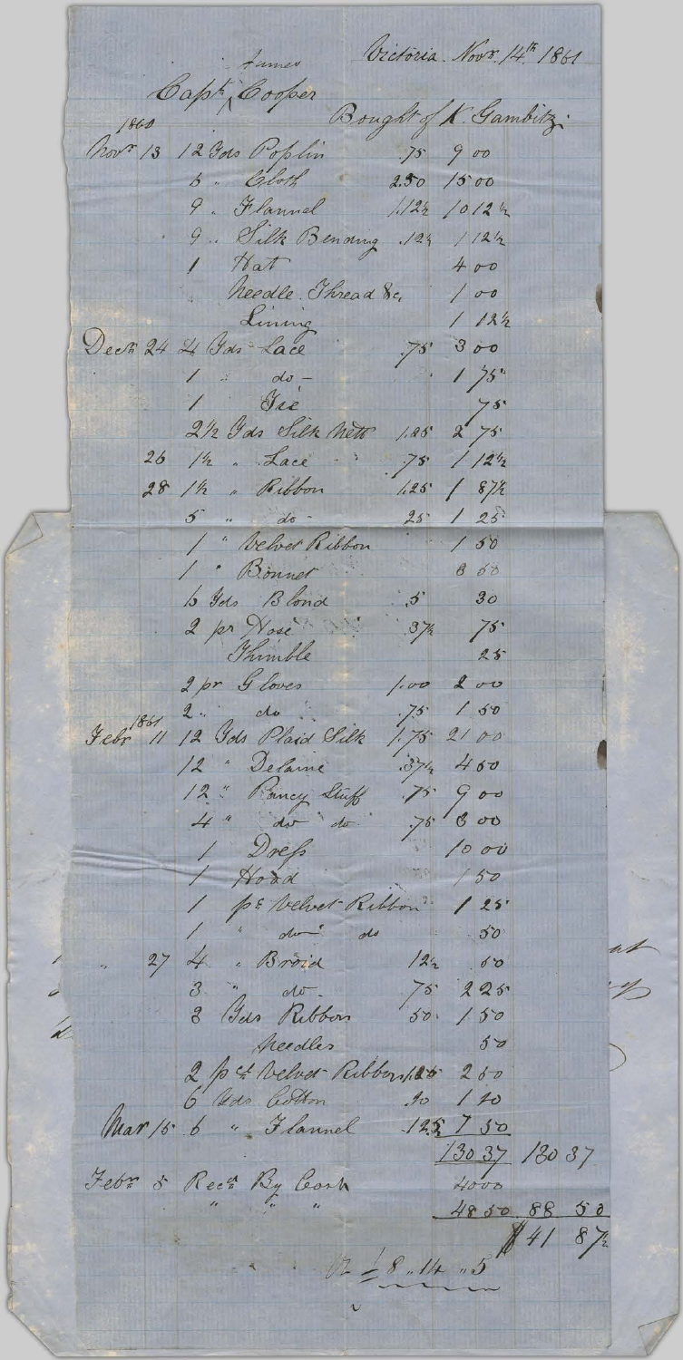Victoria. Novr. 14th 1861

Capt. James Cooper

Bought of K. Gambitz

| Date | Item | Rate | Amount | |
|---|---|---|---|---|
| 1860 Novr. 13 | 12 Yds Poplin | .75 | 9 00 | |
| | 6 " Cloth | 2.50 | 15 00 | |
| | 9 " Flannel | 1.12½ | 10 12½ | |
| | 9 " Silk Binding | .12½ | 1 12½ | |
| | 1 Hat | | 4 00 | |
| | Needle, Thread &c. | | 1 00 | |
| | Lining | | 1 12½ | |
| Decr. 24 | 4 Yds Lace | .75 | 3 00 | |
| | 1 " do - | | 1 75 | |
| | 1 Tie | | 75 | |
| | 2½ Yds Silk Nett | 1.25 | 2 75 | |
| 26 | 1½ " Lace | .75 | 1 12½ | |
| 28 | 1½ " Ribbon | 1.25 | 1 87½ | |
| | 5 " do - | .25 | 1 25 | |
| | 1 " Velvet Ribbon | | 1 50 | |
| | 1 " Bonnet | | 8 00 | |
| | 6 Yds Blond | .5 | 30 | |
| | 2 pr Hose | 37½ | 75 | |
| | Thimble | | 25 | |
| | 2 pr Gloves | 1.00 | 2 00 | |
| | 2 " do | .75 | 1 50 | |
| 1861 Febr. 11 | 12 Yds Plaid Silk | 1.75 | 21 00 | |
| | 12 " Delaine | .37½ | 4 50 | |
| | 12 " Fancy Stuff | .75 | 9 00 | |
| | 4 " do do | .75 | 3 00 | |
| | 1 Dress | | 10 00 | |
| | 1 Hood | | 1 50 | |
| | 1 pc. Velvet Ribbon | | 1 25 | |
| | 1 " do do | | 50 | |
| " 27 | 4 " Braid | 12½ | 50 | |
| | 3 " do | .75 | 2 25 | |
| | 3 Yds Ribbon | .50 | 1 50 | |
| | Needles | | 50 | |
| | 2 pcs Velvet Ribbon | 1.25 | 2 50 | |
| | 6 Yds Cotton | .40 | 1 40 | |
| Mar 15 | 6 " Flannel | 1.25 | 7 50 | |
| | | | 130 37 | 130 37 |
| Febr. 5 | Recd. By Cash | | 40 00 | |
| | " " " | | 48 50 | 88 50 |
| | | | | $41 87½ |

£ 8 " 14 " 5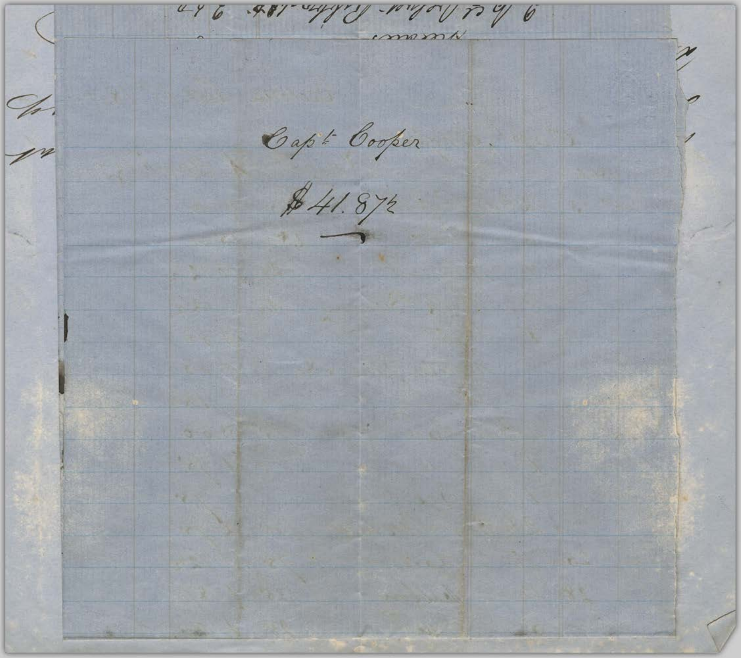Capt. Cooper

$41.87½